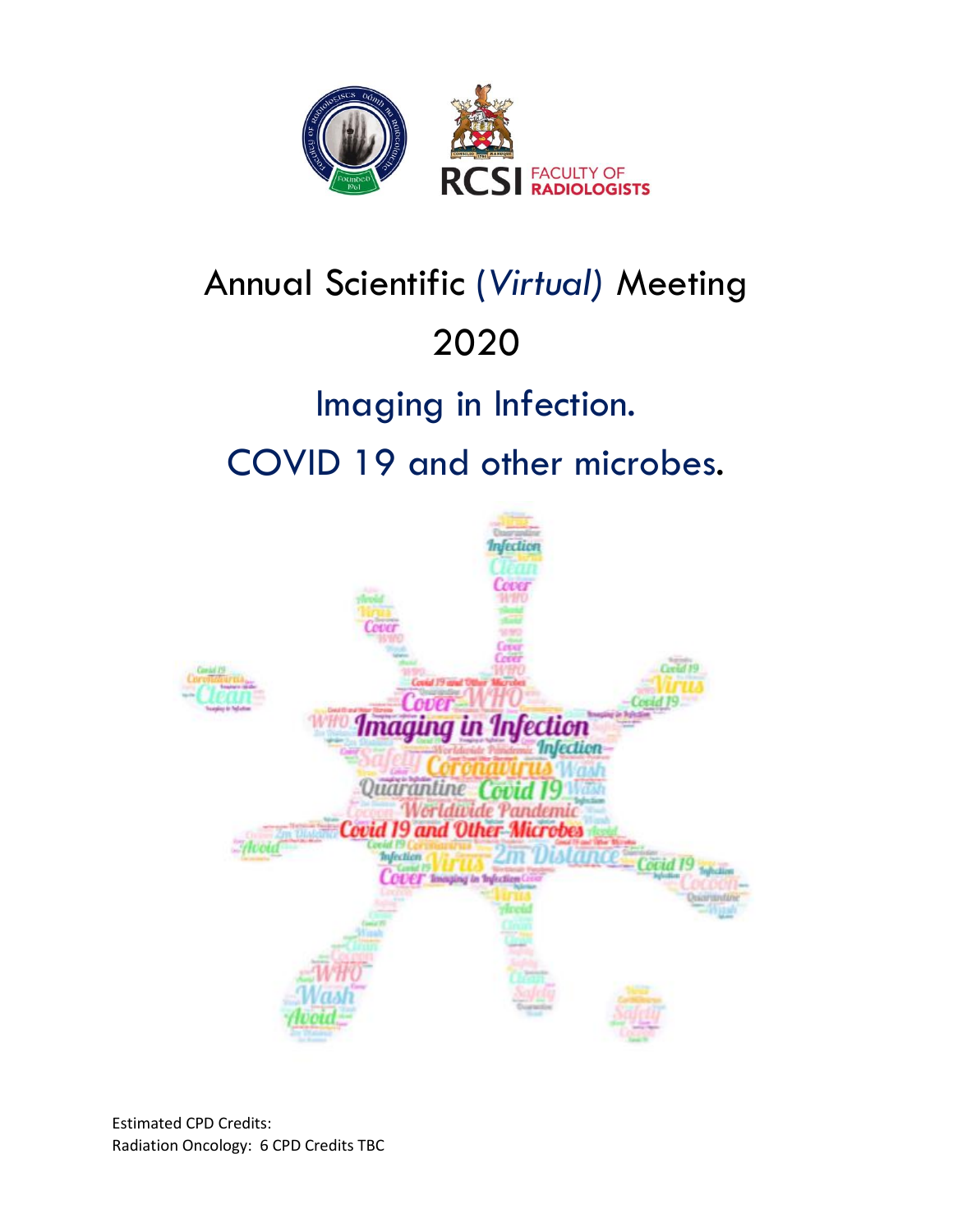# Annual Scientific (*Virtual*) Meeting 2020

## Imaging in Infection.

## COVID 19 and other microbes.

Estimated CPD Credits:
Radiation Oncology: 6 CPD Credits TBC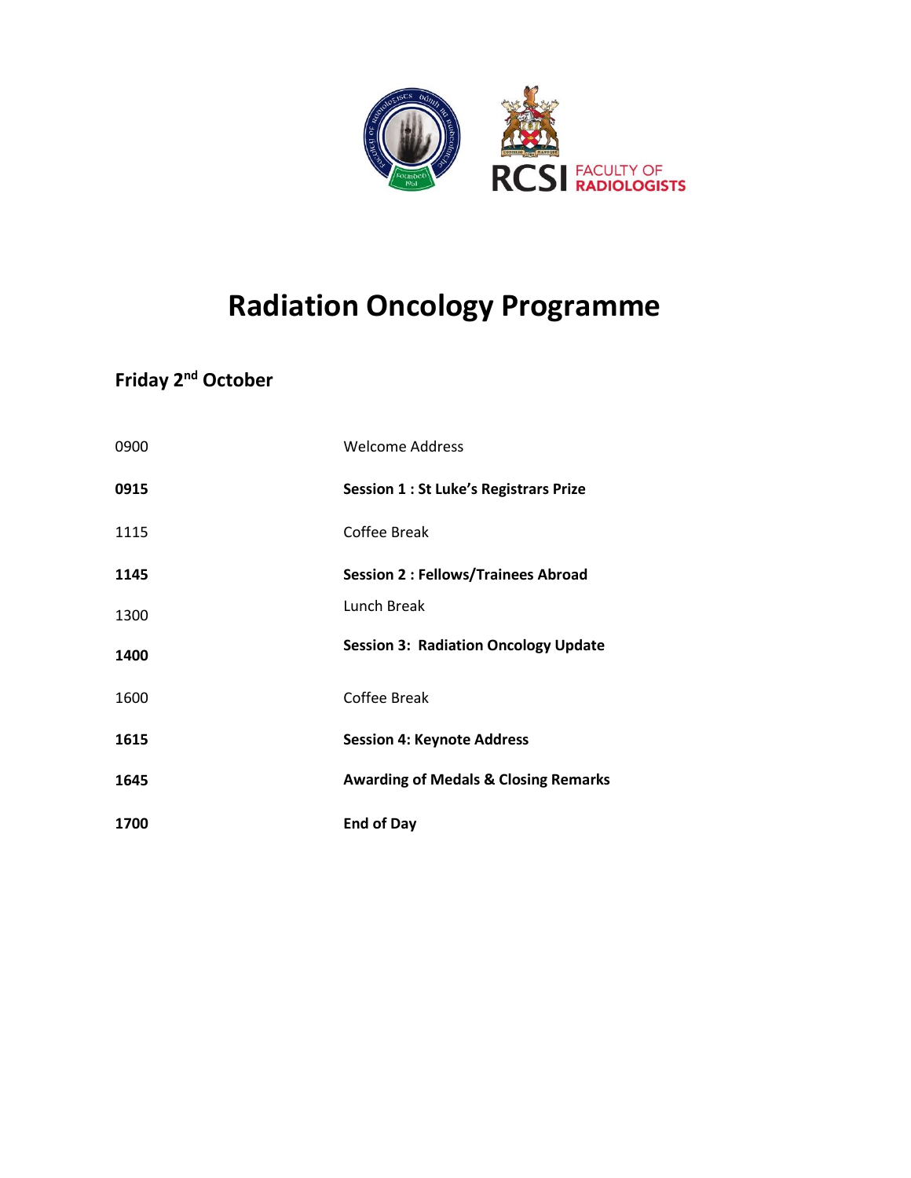# Radiation Oncology Programme

## Friday 2nd October

| | |
|---|---|
| 0900 | Welcome Address |
| **0915** | **Session 1 : St Luke's Registrars Prize** |
| 1115 | Coffee Break |
| **1145** | **Session 2 : Fellows/Trainees Abroad** |
| 1300 | Lunch Break |
| **1400** | **Session 3: Radiation Oncology Update** |
| 1600 | Coffee Break |
| **1615** | **Session 4: Keynote Address** |
| **1645** | **Awarding of Medals & Closing Remarks** |
| **1700** | **End of Day** |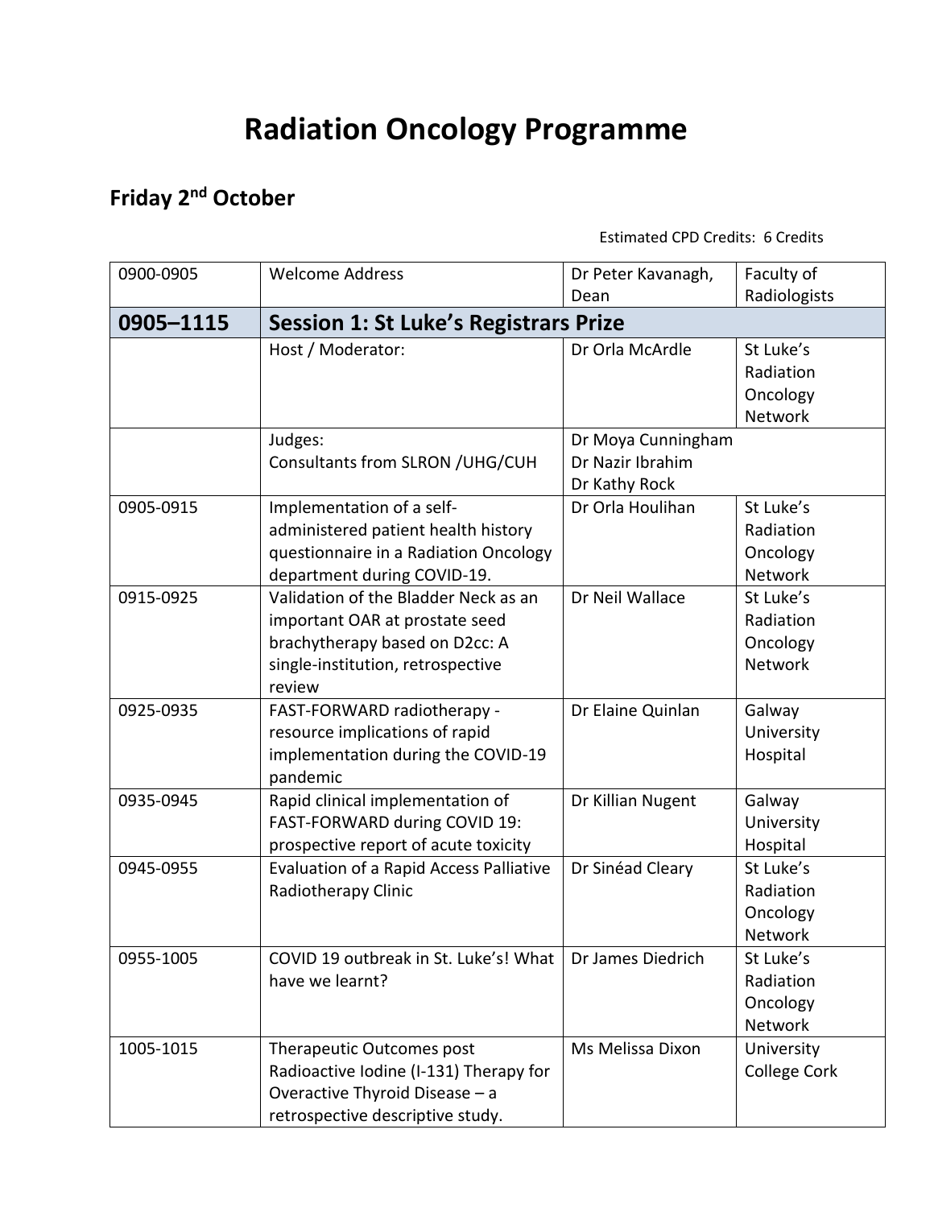# Radiation Oncology Programme

## Friday 2nd October

Estimated CPD Credits: 6 Credits

| | | | |
|---|---|---|---|
| 0900-0905 | Welcome Address | Dr Peter Kavanagh, Dean | Faculty of Radiologists |
| **0905–1115** | **Session 1: St Luke's Registrars Prize** | | |
| | Host / Moderator: | Dr Orla McArdle | St Luke's Radiation Oncology Network |
| | Judges: Consultants from SLRON /UHG/CUH | Dr Moya Cunningham Dr Nazir Ibrahim Dr Kathy Rock | |
| 0905-0915 | Implementation of a self-administered patient health history questionnaire in a Radiation Oncology department during COVID-19. | Dr Orla Houlihan | St Luke's Radiation Oncology Network |
| 0915-0925 | Validation of the Bladder Neck as an important OAR at prostate seed brachytherapy based on D2cc: A single-institution, retrospective review | Dr Neil Wallace | St Luke's Radiation Oncology Network |
| 0925-0935 | FAST-FORWARD radiotherapy - resource implications of rapid implementation during the COVID-19 pandemic | Dr Elaine Quinlan | Galway University Hospital |
| 0935-0945 | Rapid clinical implementation of FAST-FORWARD during COVID 19: prospective report of acute toxicity | Dr Killian Nugent | Galway University Hospital |
| 0945-0955 | Evaluation of a Rapid Access Palliative Radiotherapy Clinic | Dr Sinéad Cleary | St Luke's Radiation Oncology Network |
| 0955-1005 | COVID 19 outbreak in St. Luke's! What have we learnt? | Dr James Diedrich | St Luke's Radiation Oncology Network |
| 1005-1015 | Therapeutic Outcomes post Radioactive Iodine (I-131) Therapy for Overactive Thyroid Disease – a retrospective descriptive study. | Ms Melissa Dixon | University College Cork |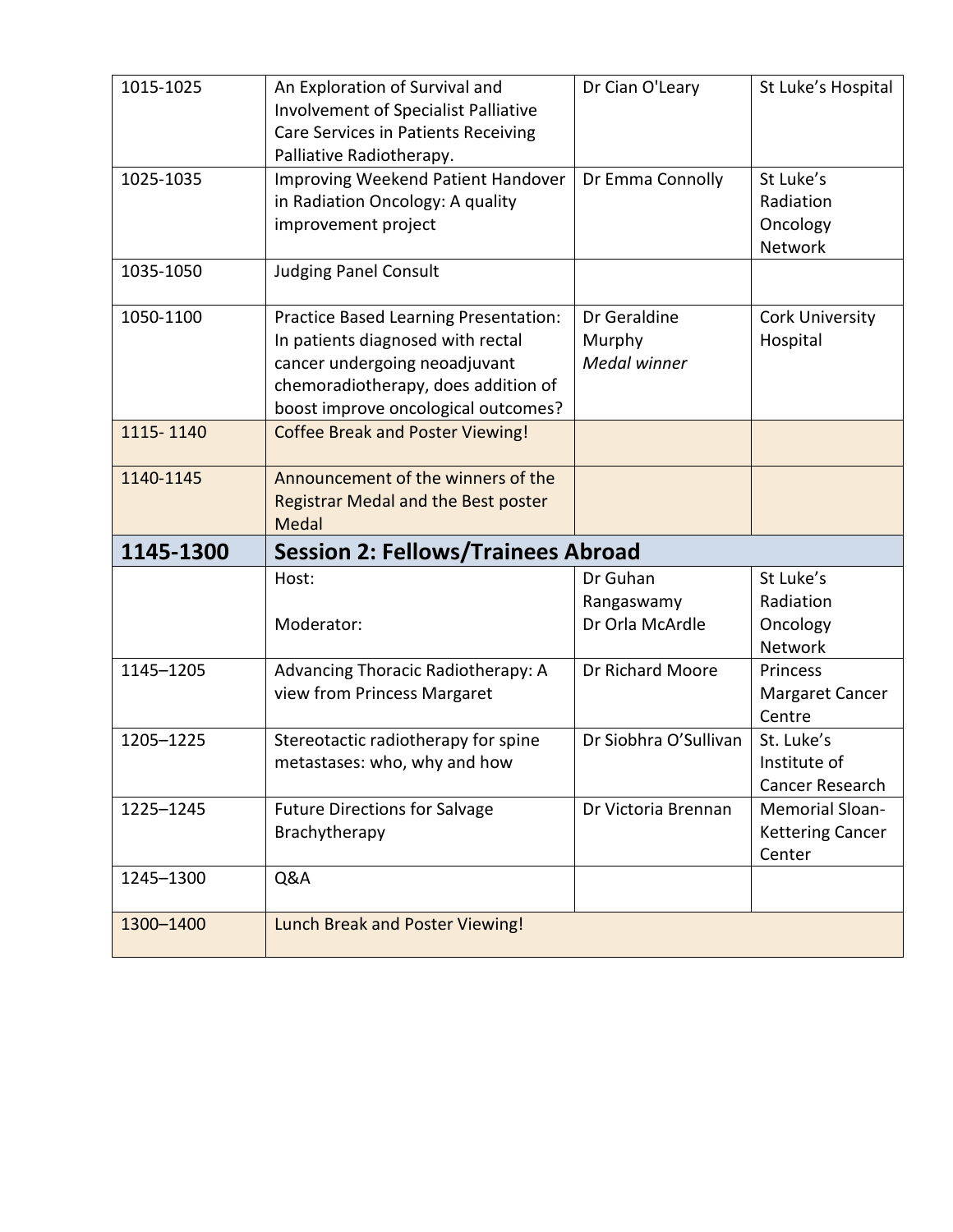| | | | |
|---|---|---|---|
| 1015-1025 | An Exploration of Survival and Involvement of Specialist Palliative Care Services in Patients Receiving Palliative Radiotherapy. | Dr Cian O'Leary | St Luke's Hospital |
| 1025-1035 | Improving Weekend Patient Handover in Radiation Oncology: A quality improvement project | Dr Emma Connolly | St Luke's Radiation Oncology Network |
| 1035-1050 | Judging Panel Consult | | |
| 1050-1100 | Practice Based Learning Presentation: In patients diagnosed with rectal cancer undergoing neoadjuvant chemoradiotherapy, does addition of boost improve oncological outcomes? | Dr Geraldine Murphy *Medal winner* | Cork University Hospital |
| 1115- 1140 | Coffee Break and Poster Viewing! | | |
| 1140-1145 | Announcement of the winners of the Registrar Medal and the Best poster Medal | | |
| **1145-1300** | **Session 2: Fellows/Trainees Abroad** | | |
| | Host:<br><br>Moderator: | Dr Guhan Rangaswamy<br>Dr Orla McArdle | St Luke's Radiation Oncology Network |
| 1145–1205 | Advancing Thoracic Radiotherapy: A view from Princess Margaret | Dr Richard Moore | Princess Margaret Cancer Centre |
| 1205–1225 | Stereotactic radiotherapy for spine metastases: who, why and how | Dr Siobhra O'Sullivan | St. Luke's Institute of Cancer Research |
| 1225–1245 | Future Directions for Salvage Brachytherapy | Dr Victoria Brennan | Memorial Sloan-Kettering Cancer Center |
| 1245–1300 | Q&A | | |
| 1300–1400 | Lunch Break and Poster Viewing! | | |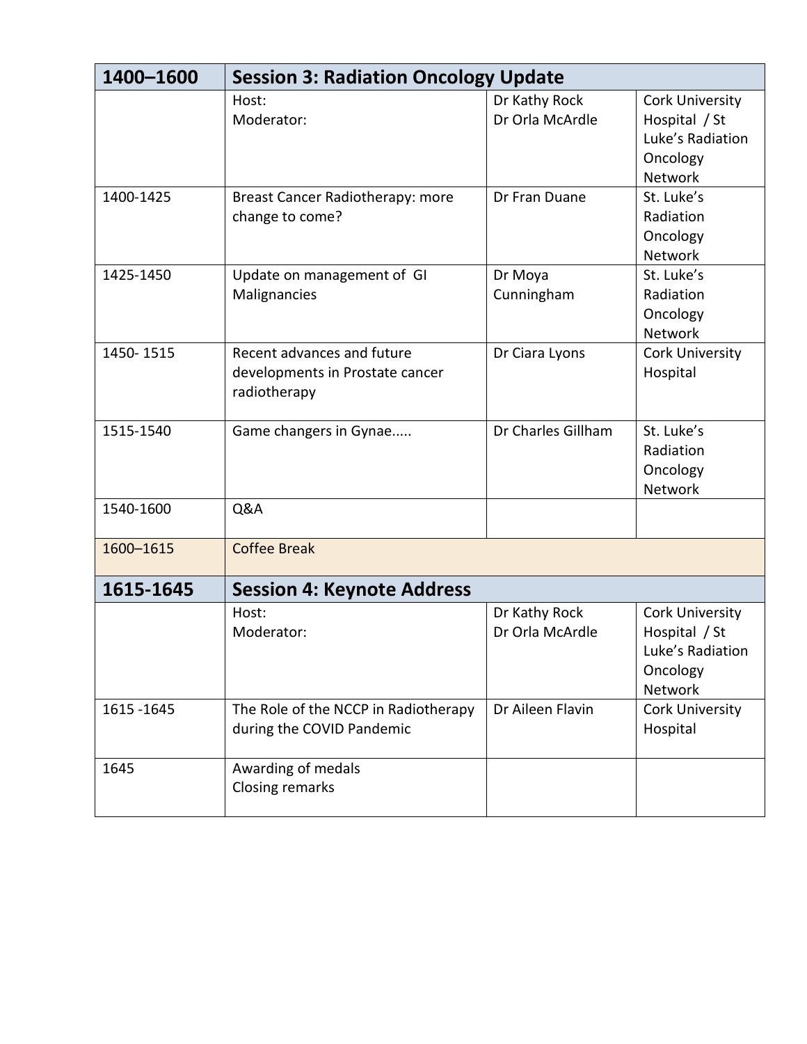| 1400–1600 | Session 3: Radiation Oncology Update | | |
|---|---|---|---|
| | Host:<br>Moderator: | Dr Kathy Rock<br>Dr Orla McArdle | Cork University Hospital / St Luke's Radiation Oncology Network |
| 1400-1425 | Breast Cancer Radiotherapy: more change to come? | Dr Fran Duane | St. Luke's Radiation Oncology Network |
| 1425-1450 | Update on management of GI Malignancies | Dr Moya Cunningham | St. Luke's Radiation Oncology Network |
| 1450- 1515 | Recent advances and future developments in Prostate cancer radiotherapy | Dr Ciara Lyons | Cork University Hospital |
| 1515-1540 | Game changers in Gynae..... | Dr Charles Gillham | St. Luke's Radiation Oncology Network |
| 1540-1600 | Q&A | | |
| 1600–1615 | Coffee Break | | |
| **1615-1645** | **Session 4: Keynote Address** | | |
| | Host:<br>Moderator: | Dr Kathy Rock<br>Dr Orla McArdle | Cork University Hospital / St Luke's Radiation Oncology Network |
| 1615 -1645 | The Role of the NCCP in Radiotherapy during the COVID Pandemic | Dr Aileen Flavin | Cork University Hospital |
| 1645 | Awarding of medals<br>Closing remarks | | |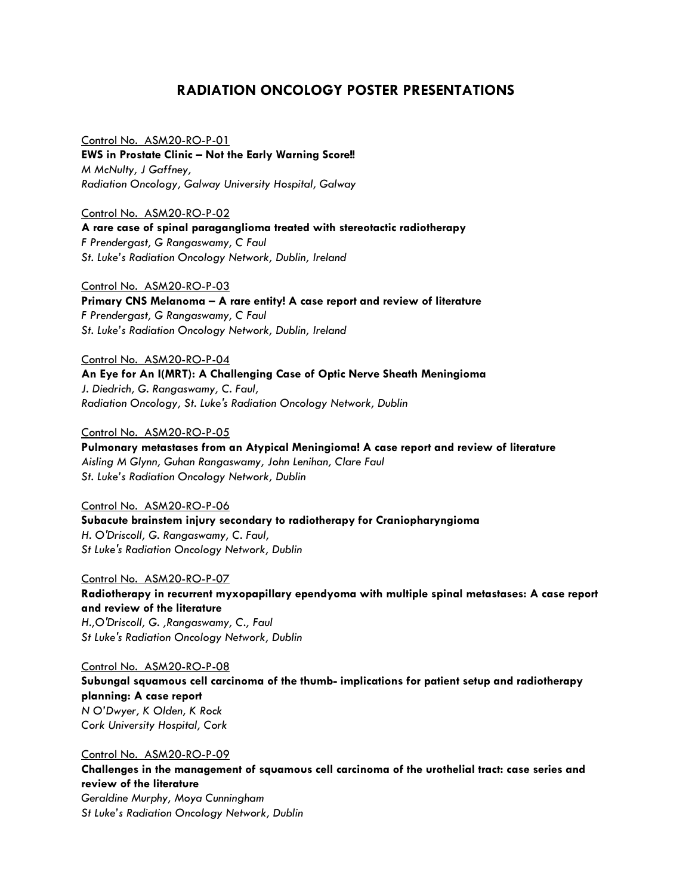# RADIATION ONCOLOGY POSTER PRESENTATIONS

Control No. ASM20-RO-P-01
**EWS in Prostate Clinic – Not the Early Warning Score‼**
*M McNulty, J Gaffney,*
*Radiation Oncology, Galway University Hospital, Galway*

Control No. ASM20-RO-P-02
**A rare case of spinal paraganglioma treated with stereotactic radiotherapy**
*F Prendergast, G Rangaswamy, C Faul*
*St. Luke's Radiation Oncology Network, Dublin, Ireland*

Control No. ASM20-RO-P-03
**Primary CNS Melanoma – A rare entity! A case report and review of literature**
*F Prendergast, G Rangaswamy, C Faul*
*St. Luke's Radiation Oncology Network, Dublin, Ireland*

Control No. ASM20-RO-P-04
**An Eye for An I(MRT): A Challenging Case of Optic Nerve Sheath Meningioma**
*J. Diedrich, G. Rangaswamy, C. Faul,*
*Radiation Oncology, St. Luke's Radiation Oncology Network, Dublin*

Control No. ASM20-RO-P-05
**Pulmonary metastases from an Atypical Meningioma! A case report and review of literature**
*Aisling M Glynn, Guhan Rangaswamy, John Lenihan, Clare Faul*
*St. Luke's Radiation Oncology Network, Dublin*

Control No. ASM20-RO-P-06
**Subacute brainstem injury secondary to radiotherapy for Craniopharyngioma**
*H. O'Driscoll, G. Rangaswamy, C. Faul,*
*St Luke's Radiation Oncology Network, Dublin*

Control No. ASM20-RO-P-07
**Radiotherapy in recurrent myxopapillary ependyoma with multiple spinal metastases: A case report and review of the literature**
*H.,O'Driscoll, G. ,Rangaswamy, C., Faul*
*St Luke's Radiation Oncology Network, Dublin*

Control No. ASM20-RO-P-08
**Subungal squamous cell carcinoma of the thumb- implications for patient setup and radiotherapy planning: A case report**
*N O'Dwyer, K Olden, K Rock*
*Cork University Hospital, Cork*

Control No. ASM20-RO-P-09
**Challenges in the management of squamous cell carcinoma of the urothelial tract: case series and review of the literature**
*Geraldine Murphy, Moya Cunningham*
*St Luke's Radiation Oncology Network, Dublin*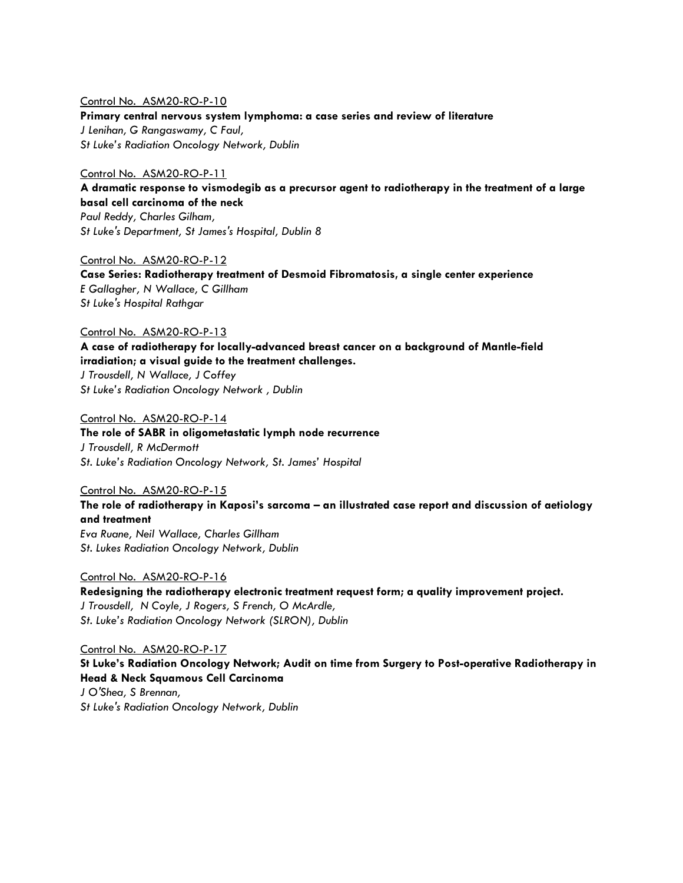Control No. ASM20-RO-P-10

**Primary central nervous system lymphoma: a case series and review of literature**

*J Lenihan, G Rangaswamy, C Faul,*
*St Luke's Radiation Oncology Network, Dublin*

Control No. ASM20-RO-P-11

**A dramatic response to vismodegib as a precursor agent to radiotherapy in the treatment of a large basal cell carcinoma of the neck**

*Paul Reddy, Charles Gilham,*
*St Luke's Department, St James's Hospital, Dublin 8*

Control No. ASM20-RO-P-12

**Case Series: Radiotherapy treatment of Desmoid Fibromatosis, a single center experience**

*E Gallagher, N Wallace, C Gillham*
*St Luke's Hospital Rathgar*

Control No. ASM20-RO-P-13

**A case of radiotherapy for locally-advanced breast cancer on a background of Mantle-field irradiation; a visual guide to the treatment challenges.**

*J Trousdell, N Wallace, J Coffey*
*St Luke's Radiation Oncology Network , Dublin*

Control No. ASM20-RO-P-14

**The role of SABR in oligometastatic lymph node recurrence**

*J Trousdell, R McDermott*
*St. Luke's Radiation Oncology Network, St. James' Hospital*

Control No. ASM20-RO-P-15

**The role of radiotherapy in Kaposi's sarcoma – an illustrated case report and discussion of aetiology and treatment**

*Eva Ruane, Neil Wallace, Charles Gillham*
*St. Lukes Radiation Oncology Network, Dublin*

Control No. ASM20-RO-P-16

**Redesigning the radiotherapy electronic treatment request form; a quality improvement project.**

*J Trousdell, N Coyle, J Rogers, S French, O McArdle,*
*St. Luke's Radiation Oncology Network (SLRON), Dublin*

Control No. ASM20-RO-P-17

**St Luke's Radiation Oncology Network; Audit on time from Surgery to Post-operative Radiotherapy in Head & Neck Squamous Cell Carcinoma**

*J O'Shea, S Brennan,*
*St Luke's Radiation Oncology Network, Dublin*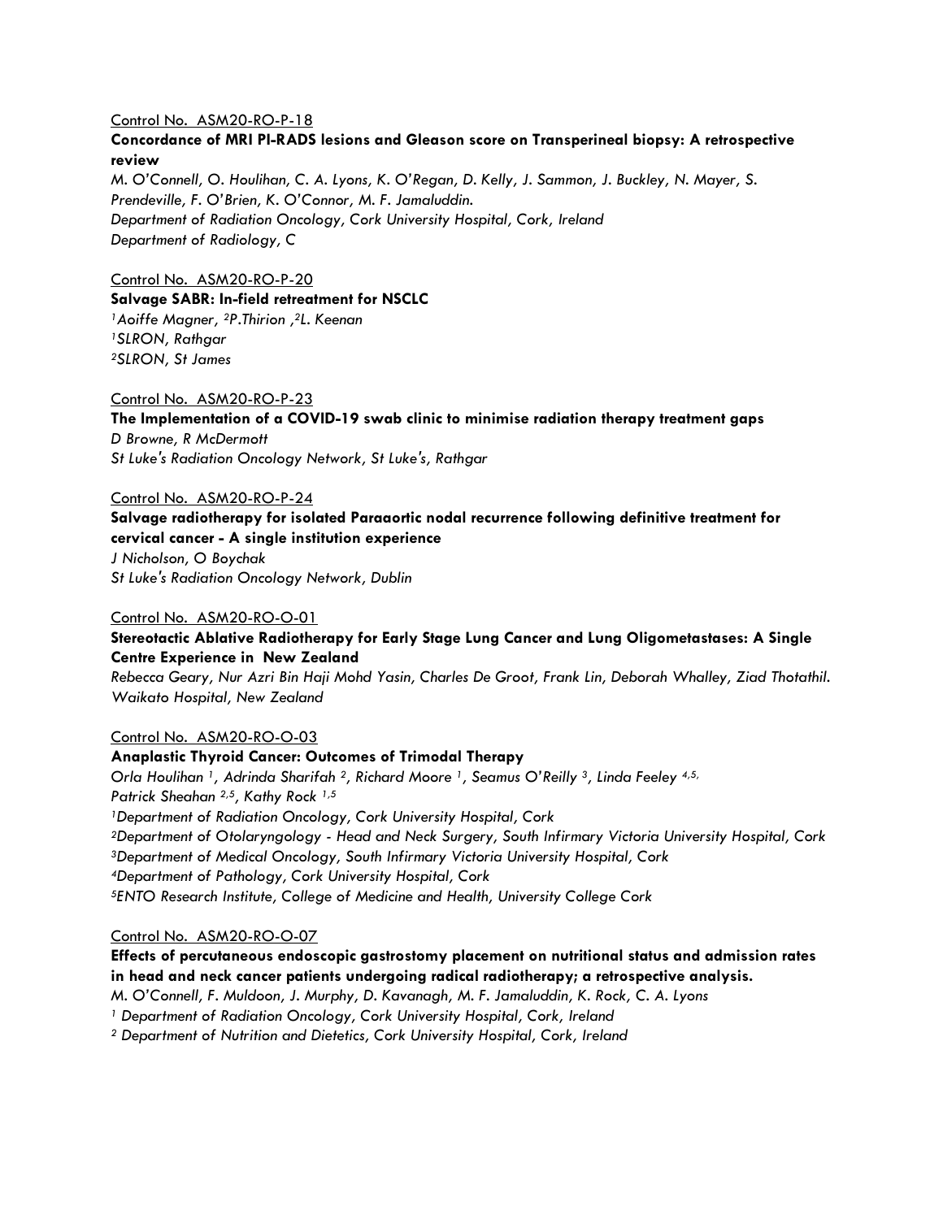Control No. ASM20-RO-P-18

**Concordance of MRI PI-RADS lesions and Gleason score on Transperineal biopsy: A retrospective review**

*M. O'Connell, O. Houlihan, C. A. Lyons, K. O'Regan, D. Kelly, J. Sammon, J. Buckley, N. Mayer, S. Prendeville, F. O'Brien, K. O'Connor, M. F. Jamaluddin.*
*Department of Radiation Oncology, Cork University Hospital, Cork, Ireland*
*Department of Radiology, C*

Control No. ASM20-RO-P-20

**Salvage SABR: In-field retreatment for NSCLC**

*[1]Aoiffe Magner, [2]P.Thirion ,[2]L. Keenan*
*[1]SLRON, Rathgar*
*[2]SLRON, St James*

Control No. ASM20-RO-P-23

**The Implementation of a COVID-19 swab clinic to minimise radiation therapy treatment gaps**

*D Browne, R McDermott*
*St Luke's Radiation Oncology Network, St Luke's, Rathgar*

Control No. ASM20-RO-P-24

**Salvage radiotherapy for isolated Paraaortic nodal recurrence following definitive treatment for cervical cancer - A single institution experience**

*J Nicholson, O Boychak*
*St Luke's Radiation Oncology Network, Dublin*

Control No. ASM20-RO-O-01

**Stereotactic Ablative Radiotherapy for Early Stage Lung Cancer and Lung Oligometastases: A Single Centre Experience in New Zealand**

*Rebecca Geary, Nur Azri Bin Haji Mohd Yasin, Charles De Groot, Frank Lin, Deborah Whalley, Ziad Thotathil.*
*Waikato Hospital, New Zealand*

Control No. ASM20-RO-O-03

**Anaplastic Thyroid Cancer: Outcomes of Trimodal Therapy**

*Orla Houlihan [1], Adrinda Sharifah [2], Richard Moore [1], Seamus O'Reilly [3], Linda Feeley [4,5], Patrick Sheahan [2,5], Kathy Rock [1,5]*
*[1]Department of Radiation Oncology, Cork University Hospital, Cork*
*[2]Department of Otolaryngology - Head and Neck Surgery, South Infirmary Victoria University Hospital, Cork*
*[3]Department of Medical Oncology, South Infirmary Victoria University Hospital, Cork*
*[4]Department of Pathology, Cork University Hospital, Cork*
*[5]ENTO Research Institute, College of Medicine and Health, University College Cork*

Control No. ASM20-RO-O-07

**Effects of percutaneous endoscopic gastrostomy placement on nutritional status and admission rates in head and neck cancer patients undergoing radical radiotherapy; a retrospective analysis.**

*M. O'Connell, F. Muldoon, J. Murphy, D. Kavanagh, M. F. Jamaluddin, K. Rock, C. A. Lyons*
*[1] Department of Radiation Oncology, Cork University Hospital, Cork, Ireland*
*[2] Department of Nutrition and Dietetics, Cork University Hospital, Cork, Ireland*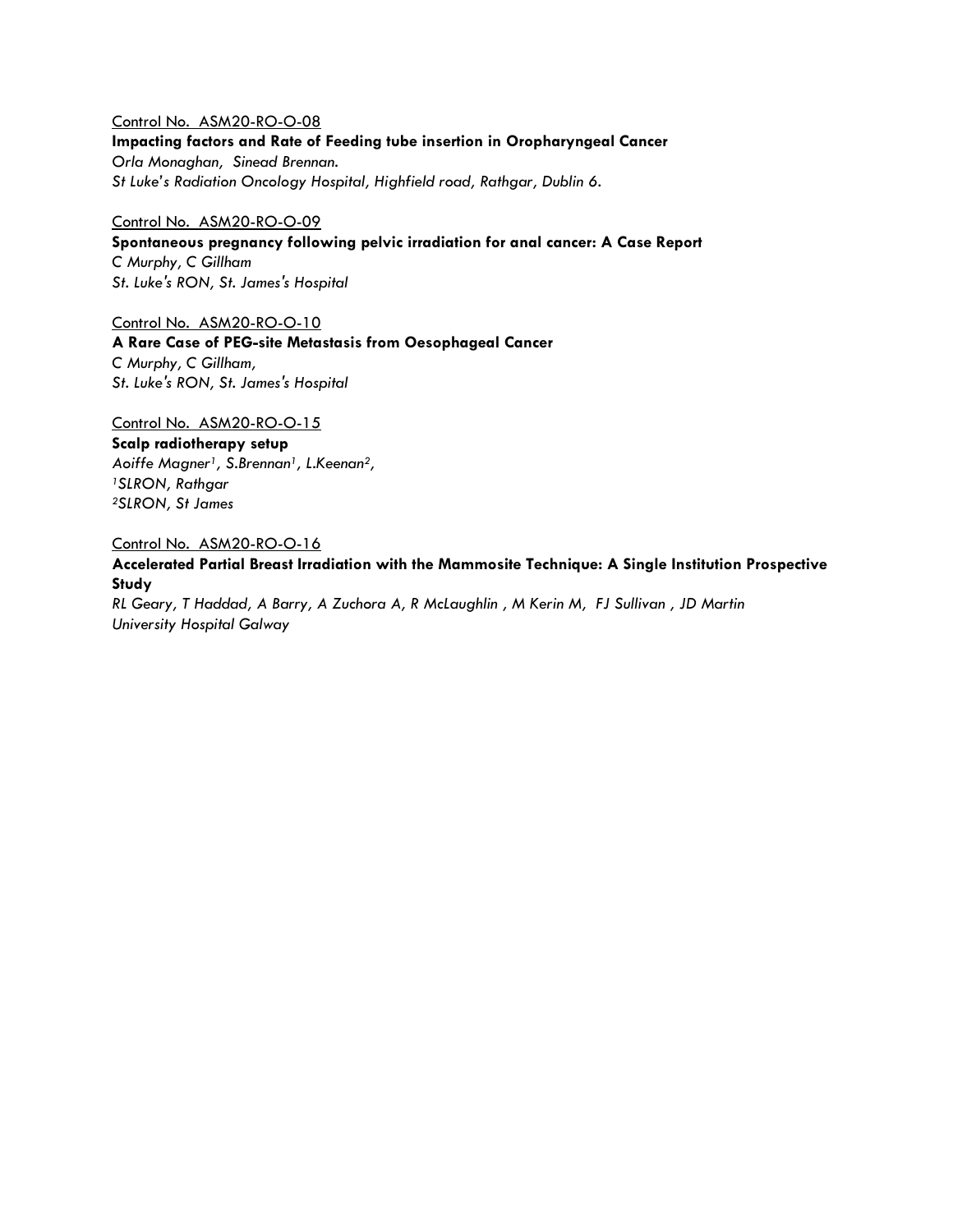Control No. ASM20-RO-O-08

**Impacting factors and Rate of Feeding tube insertion in Oropharyngeal Cancer**

*Orla Monaghan, Sinead Brennan.*

*St Luke's Radiation Oncology Hospital, Highfield road, Rathgar, Dublin 6.*

Control No. ASM20-RO-O-09

**Spontaneous pregnancy following pelvic irradiation for anal cancer: A Case Report**

*C Murphy, C Gillham*

*St. Luke's RON, St. James's Hospital*

Control No. ASM20-RO-O-10

**A Rare Case of PEG-site Metastasis from Oesophageal Cancer**

*C Murphy, C Gillham,*

*St. Luke's RON, St. James's Hospital*

Control No. ASM20-RO-O-15

**Scalp radiotherapy setup**

*Aoiffe Magner[1], S.Brennan[1], L.Keenan[2],*

*[1]SLRON, Rathgar*

*[2]SLRON, St James*

Control No. ASM20-RO-O-16

**Accelerated Partial Breast Irradiation with the Mammosite Technique: A Single Institution Prospective Study**

*RL Geary, T Haddad, A Barry, A Zuchora A, R McLaughlin , M Kerin M, FJ Sullivan , JD Martin*

*University Hospital Galway*